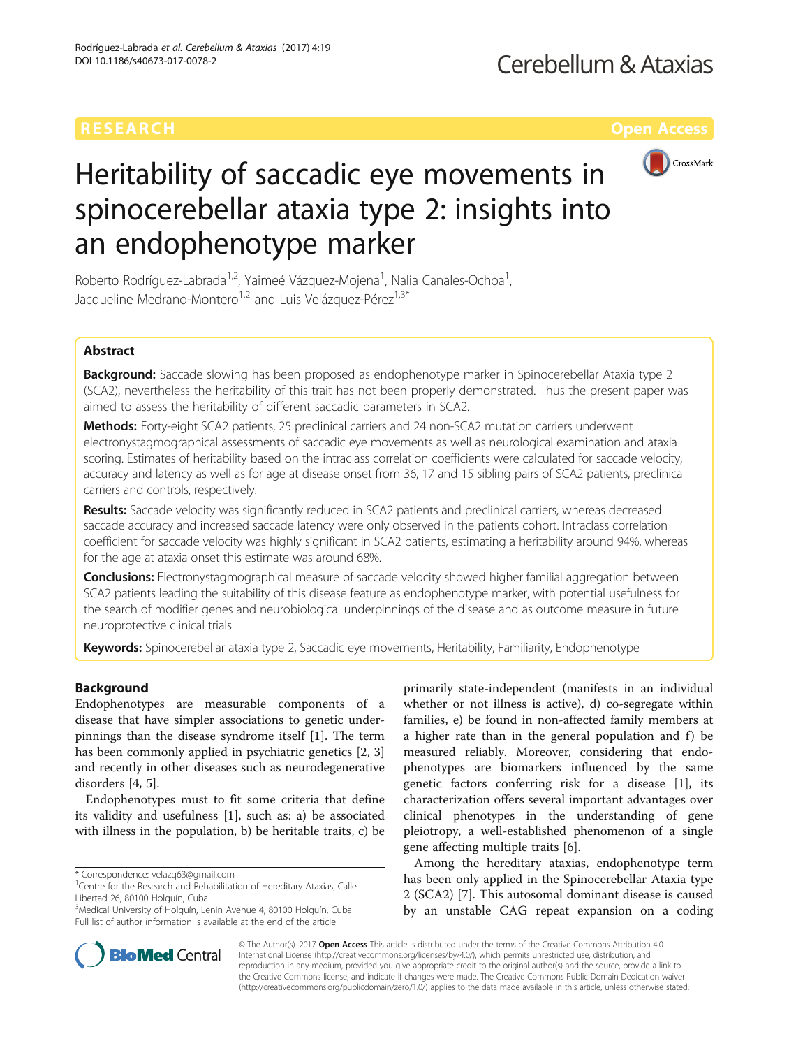RESEARCH Open Access

# Heritability of saccadic eye movements in spinocerebellar ataxia type 2: insights into an endophenotype marker

Roberto Rodríguez-Labrada[1,2], Yaimeé Vázquez-Mojena[1], Nalia Canales-Ochoa[1], Jacqueline Medrano-Montero[1,2] and Luis Velázquez-Pérez[1,3*]

## Abstract

**Background:** Saccade slowing has been proposed as endophenotype marker in Spinocerebellar Ataxia type 2 (SCA2), nevertheless the heritability of this trait has not been properly demonstrated. Thus the present paper was aimed to assess the heritability of different saccadic parameters in SCA2.

**Methods:** Forty-eight SCA2 patients, 25 preclinical carriers and 24 non-SCA2 mutation carriers underwent electronystagmographical assessments of saccadic eye movements as well as neurological examination and ataxia scoring. Estimates of heritability based on the intraclass correlation coefficients were calculated for saccade velocity, accuracy and latency as well as for age at disease onset from 36, 17 and 15 sibling pairs of SCA2 patients, preclinical carriers and controls, respectively.

**Results:** Saccade velocity was significantly reduced in SCA2 patients and preclinical carriers, whereas decreased saccade accuracy and increased saccade latency were only observed in the patients cohort. Intraclass correlation coefficient for saccade velocity was highly significant in SCA2 patients, estimating a heritability around 94%, whereas for the age at ataxia onset this estimate was around 68%.

**Conclusions:** Electronystagmographical measure of saccade velocity showed higher familial aggregation between SCA2 patients leading the suitability of this disease feature as endophenotype marker, with potential usefulness for the search of modifier genes and neurobiological underpinnings of the disease and as outcome measure in future neuroprotective clinical trials.

**Keywords:** Spinocerebellar ataxia type 2, Saccadic eye movements, Heritability, Familiarity, Endophenotype

## Background

Endophenotypes are measurable components of a disease that have simpler associations to genetic underpinnings than the disease syndrome itself [1]. The term has been commonly applied in psychiatric genetics [2, 3] and recently in other diseases such as neurodegenerative disorders [4, 5].

Endophenotypes must to fit some criteria that define its validity and usefulness [1], such as: a) be associated with illness in the population, b) be heritable traits, c) be primarily state-independent (manifests in an individual whether or not illness is active), d) co-segregate within families, e) be found in non-affected family members at a higher rate than in the general population and f) be measured reliably. Moreover, considering that endophenotypes are biomarkers influenced by the same genetic factors conferring risk for a disease [1], its characterization offers several important advantages over clinical phenotypes in the understanding of gene pleiotropy, a well-established phenomenon of a single gene affecting multiple traits [6].

Among the hereditary ataxias, endophenotype term has been only applied in the Spinocerebellar Ataxia type 2 (SCA2) [7]. This autosomal dominant disease is caused by an unstable CAG repeat expansion on a coding

* Correspondence: velazq63@gmail.com
[1]Centre for the Research and Rehabilitation of Hereditary Ataxias, Calle Libertad 26, 80100 Holguín, Cuba
[3]Medical University of Holguín, Lenin Avenue 4, 80100 Holguín, Cuba
Full list of author information is available at the end of the article

© The Author(s). 2017 **Open Access** This article is distributed under the terms of the Creative Commons Attribution 4.0 International License (http://creativecommons.org/licenses/by/4.0/), which permits unrestricted use, distribution, and reproduction in any medium, provided you give appropriate credit to the original author(s) and the source, provide a link to the Creative Commons license, and indicate if changes were made. The Creative Commons Public Domain Dedication waiver (http://creativecommons.org/publicdomain/zero/1.0/) applies to the data made available in this article, unless otherwise stated.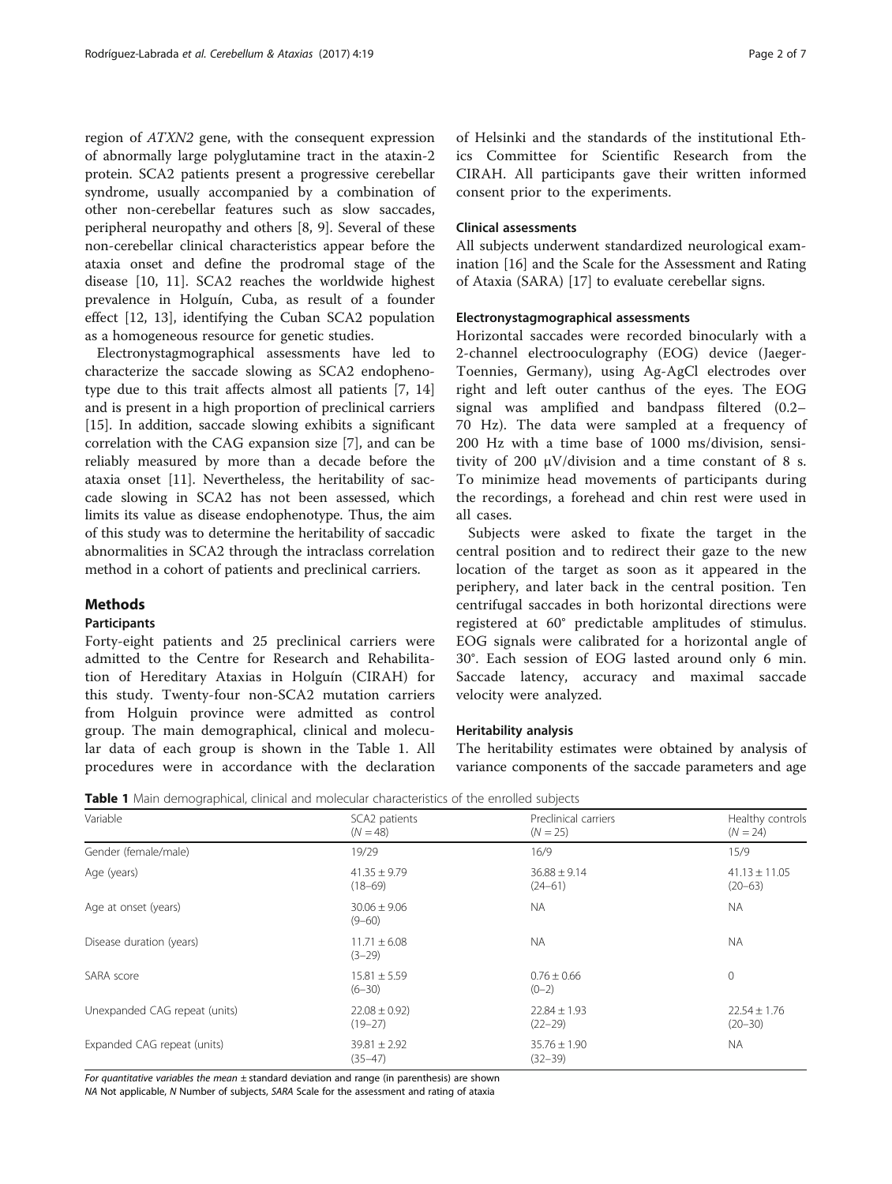region of *ATXN2* gene, with the consequent expression of abnormally large polyglutamine tract in the ataxin-2 protein. SCA2 patients present a progressive cerebellar syndrome, usually accompanied by a combination of other non-cerebellar features such as slow saccades, peripheral neuropathy and others [8, 9]. Several of these non-cerebellar clinical characteristics appear before the ataxia onset and define the prodromal stage of the disease [10, 11]. SCA2 reaches the worldwide highest prevalence in Holguín, Cuba, as result of a founder effect [12, 13], identifying the Cuban SCA2 population as a homogeneous resource for genetic studies.

Electronystagmographical assessments have led to characterize the saccade slowing as SCA2 endophenotype due to this trait affects almost all patients [7, 14] and is present in a high proportion of preclinical carriers [15]. In addition, saccade slowing exhibits a significant correlation with the CAG expansion size [7], and can be reliably measured by more than a decade before the ataxia onset [11]. Nevertheless, the heritability of saccade slowing in SCA2 has not been assessed, which limits its value as disease endophenotype. Thus, the aim of this study was to determine the heritability of saccadic abnormalities in SCA2 through the intraclass correlation method in a cohort of patients and preclinical carriers.

## Methods

### Participants

Forty-eight patients and 25 preclinical carriers were admitted to the Centre for Research and Rehabilitation of Hereditary Ataxias in Holguín (CIRAH) for this study. Twenty-four non-SCA2 mutation carriers from Holguin province were admitted as control group. The main demographical, clinical and molecular data of each group is shown in the Table 1. All procedures were in accordance with the declaration of Helsinki and the standards of the institutional Ethics Committee for Scientific Research from the CIRAH. All participants gave their written informed consent prior to the experiments.

### Clinical assessments

All subjects underwent standardized neurological examination [16] and the Scale for the Assessment and Rating of Ataxia (SARA) [17] to evaluate cerebellar signs.

### Electronystagmographical assessments

Horizontal saccades were recorded binocularly with a 2-channel electrooculography (EOG) device (Jaeger-Toennies, Germany), using Ag-AgCl electrodes over right and left outer canthus of the eyes. The EOG signal was amplified and bandpass filtered (0.2–70 Hz). The data were sampled at a frequency of 200 Hz with a time base of 1000 ms/division, sensitivity of 200 μV/division and a time constant of 8 s. To minimize head movements of participants during the recordings, a forehead and chin rest were used in all cases.

Subjects were asked to fixate the target in the central position and to redirect their gaze to the new location of the target as soon as it appeared in the periphery, and later back in the central position. Ten centrifugal saccades in both horizontal directions were registered at 60° predictable amplitudes of stimulus. EOG signals were calibrated for a horizontal angle of 30°. Each session of EOG lasted around only 6 min. Saccade latency, accuracy and maximal saccade velocity were analyzed.

### Heritability analysis

The heritability estimates were obtained by analysis of variance components of the saccade parameters and age

**Table 1** Main demographical, clinical and molecular characteristics of the enrolled subjects

| Variable | SCA2 patients ($N = 48$) | Preclinical carriers ($N = 25$) | Healthy controls ($N = 24$) |
|---|---|---|---|
| Gender (female/male) | 19/29 | 16/9 | 15/9 |
| Age (years) | 41.35 ± 9.79 (18–69) | 36.88 ± 9.14 (24–61) | 41.13 ± 11.05 (20–63) |
| Age at onset (years) | 30.06 ± 9.06 (9–60) | NA | NA |
| Disease duration (years) | 11.71 ± 6.08 (3–29) | NA | NA |
| SARA score | 15.81 ± 5.59 (6–30) | 0.76 ± 0.66 (0–2) | 0 |
| Unexpanded CAG repeat (units) | 22.08 ± 0.92) (19–27) | 22.84 ± 1.93 (22–29) | 22.54 ± 1.76 (20–30) |
| Expanded CAG repeat (units) | 39.81 ± 2.92 (35–47) | 35.76 ± 1.90 (32–39) | NA |

*For quantitative variables the mean ± standard deviation and range (in parenthesis) are shown*

*NA* Not applicable, *N* Number of subjects, *SARA* Scale for the assessment and rating of ataxia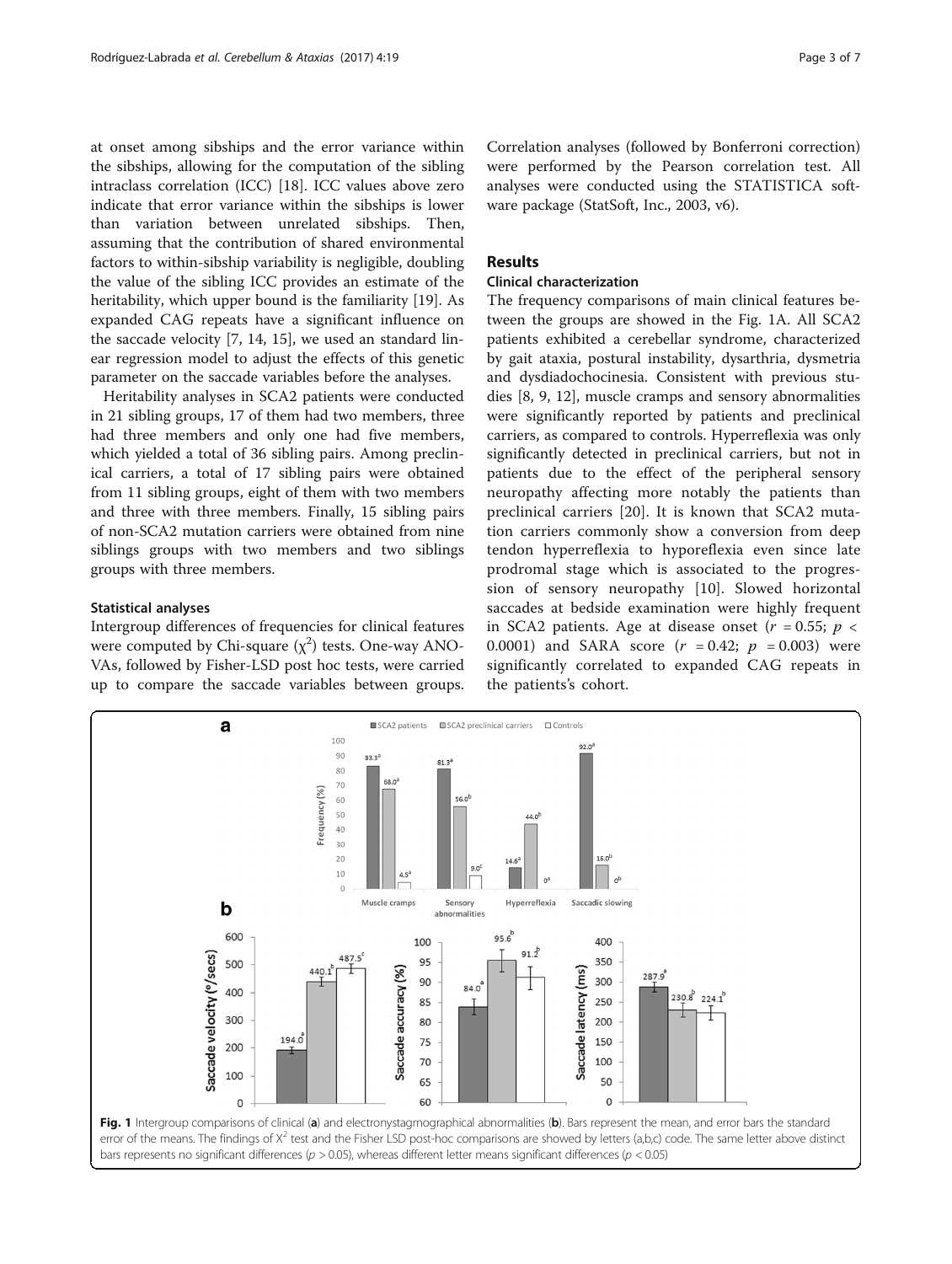at onset among sibships and the error variance within the sibships, allowing for the computation of the sibling intraclass correlation (ICC) [18]. ICC values above zero indicate that error variance within the sibships is lower than variation between unrelated sibships. Then, assuming that the contribution of shared environmental factors to within-sibship variability is negligible, doubling the value of the sibling ICC provides an estimate of the heritability, which upper bound is the familiarity [19]. As expanded CAG repeats have a significant influence on the saccade velocity [7, 14, 15], we used an standard linear regression model to adjust the effects of this genetic parameter on the saccade variables before the analyses.

Heritability analyses in SCA2 patients were conducted in 21 sibling groups, 17 of them had two members, three had three members and only one had five members, which yielded a total of 36 sibling pairs. Among preclinical carriers, a total of 17 sibling pairs were obtained from 11 sibling groups, eight of them with two members and three with three members. Finally, 15 sibling pairs of non-SCA2 mutation carriers were obtained from nine siblings groups with two members and two siblings groups with three members.

### Statistical analyses

Intergroup differences of frequencies for clinical features were computed by Chi-square ($\chi^2$) tests. One-way ANOVAs, followed by Fisher-LSD post hoc tests, were carried up to compare the saccade variables between groups. Correlation analyses (followed by Bonferroni correction) were performed by the Pearson correlation test. All analyses were conducted using the STATISTICA software package (StatSoft, Inc., 2003, v6).

## Results

### Clinical characterization

The frequency comparisons of main clinical features between the groups are showed in the Fig. 1A. All SCA2 patients exhibited a cerebellar syndrome, characterized by gait ataxia, postural instability, dysarthria, dysmetria and dysdiadochocinesia. Consistent with previous studies [8, 9, 12], muscle cramps and sensory abnormalities were significantly reported by patients and preclinical carriers, as compared to controls. Hyperreflexia was only significantly detected in preclinical carriers, but not in patients due to the effect of the peripheral sensory neuropathy affecting more notably the patients than preclinical carriers [20]. It is known that SCA2 mutation carriers commonly show a conversion from deep tendon hyperreflexia to hyporeflexia even since late prodromal stage which is associated to the progression of sensory neuropathy [10]. Slowed horizontal saccades at bedside examination were highly frequent in SCA2 patients. Age at disease onset ($r = 0.55$; $p < 0.0001$) and SARA score ($r = 0.42$; $p = 0.003$) were significantly correlated to expanded CAG repeats in the patients's cohort.

**Fig. 1** Intergroup comparisons of clinical (**a**) and electronystagmographical abnormalities (**b**). Bars represent the mean, and error bars the standard error of the means. The findings of $X^2$ test and the Fisher LSD post-hoc comparisons are showed by letters (a,b,c) code. The same letter above distinct bars represents no significant differences ($p > 0.05$), whereas different letter means significant differences ($p < 0.05$)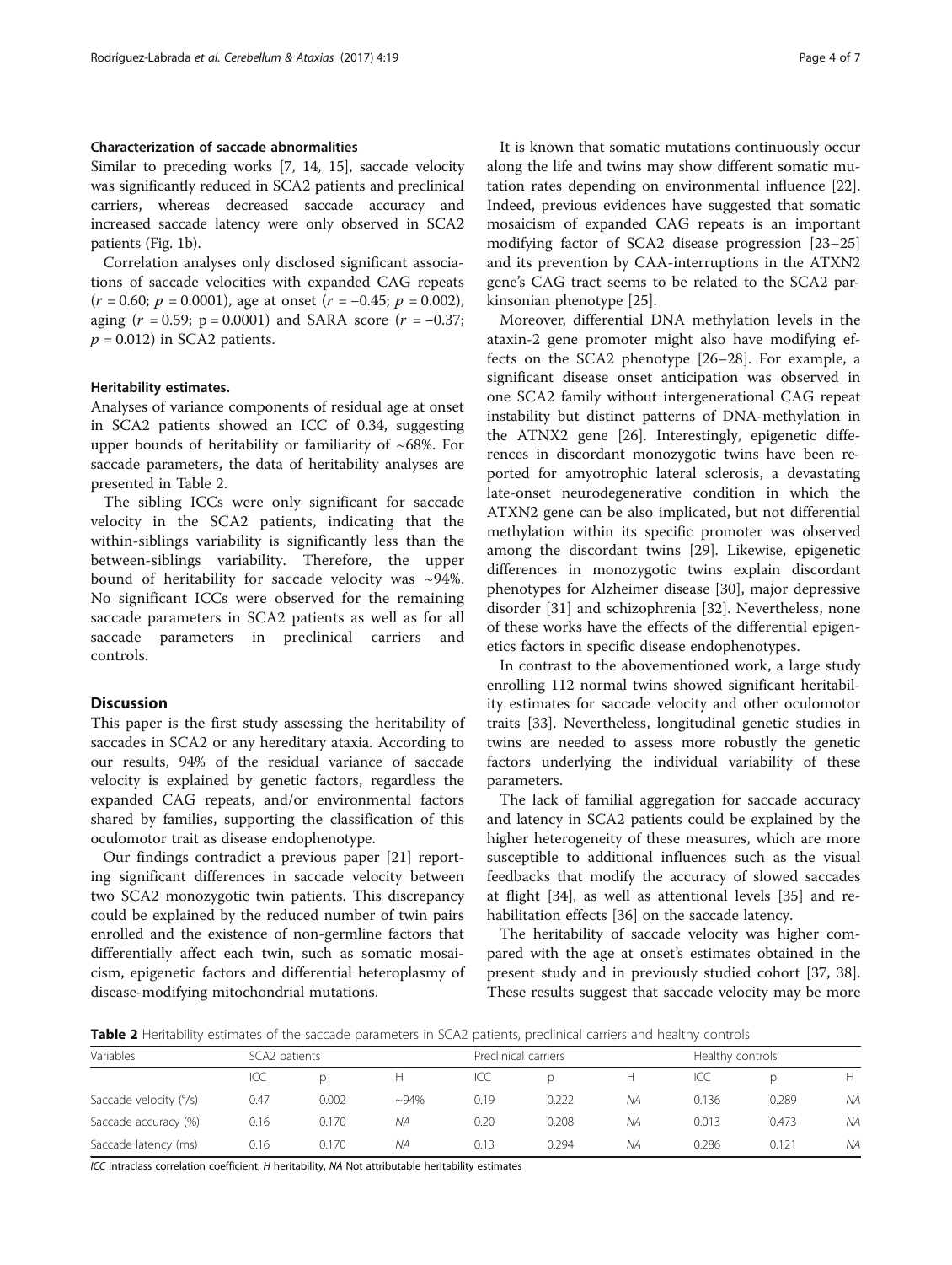### Characterization of saccade abnormalities

Similar to preceding works [7, 14, 15], saccade velocity was significantly reduced in SCA2 patients and preclinical carriers, whereas decreased saccade accuracy and increased saccade latency were only observed in SCA2 patients (Fig. 1b).

Correlation analyses only disclosed significant associations of saccade velocities with expanded CAG repeats ($r = 0.60$; $p = 0.0001$), age at onset ($r = -0.45$; $p = 0.002$), aging ($r = 0.59$; $p = 0.0001$) and SARA score ($r = -0.37$; $p = 0.012$) in SCA2 patients.

### Heritability estimates.

Analyses of variance components of residual age at onset in SCA2 patients showed an ICC of 0.34, suggesting upper bounds of heritability or familiarity of ~68%. For saccade parameters, the data of heritability analyses are presented in Table 2.

The sibling ICCs were only significant for saccade velocity in the SCA2 patients, indicating that the within-siblings variability is significantly less than the between-siblings variability. Therefore, the upper bound of heritability for saccade velocity was ~94%. No significant ICCs were observed for the remaining saccade parameters in SCA2 patients as well as for all saccade parameters in preclinical carriers and controls.

## Discussion

This paper is the first study assessing the heritability of saccades in SCA2 or any hereditary ataxia. According to our results, 94% of the residual variance of saccade velocity is explained by genetic factors, regardless the expanded CAG repeats, and/or environmental factors shared by families, supporting the classification of this oculomotor trait as disease endophenotype.

Our findings contradict a previous paper [21] reporting significant differences in saccade velocity between two SCA2 monozygotic twin patients. This discrepancy could be explained by the reduced number of twin pairs enrolled and the existence of non-germline factors that differentially affect each twin, such as somatic mosaicism, epigenetic factors and differential heteroplasmy of disease-modifying mitochondrial mutations.

It is known that somatic mutations continuously occur along the life and twins may show different somatic mutation rates depending on environmental influence [22]. Indeed, previous evidences have suggested that somatic mosaicism of expanded CAG repeats is an important modifying factor of SCA2 disease progression [23–25] and its prevention by CAA-interruptions in the ATXN2 gene's CAG tract seems to be related to the SCA2 parkinsonian phenotype [25].

Moreover, differential DNA methylation levels in the ataxin-2 gene promoter might also have modifying effects on the SCA2 phenotype [26–28]. For example, a significant disease onset anticipation was observed in one SCA2 family without intergenerational CAG repeat instability but distinct patterns of DNA-methylation in the ATNX2 gene [26]. Interestingly, epigenetic differences in discordant monozygotic twins have been reported for amyotrophic lateral sclerosis, a devastating late-onset neurodegenerative condition in which the ATXN2 gene can be also implicated, but not differential methylation within its specific promoter was observed among the discordant twins [29]. Likewise, epigenetic differences in monozygotic twins explain discordant phenotypes for Alzheimer disease [30], major depressive disorder [31] and schizophrenia [32]. Nevertheless, none of these works have the effects of the differential epigenetics factors in specific disease endophenotypes.

In contrast to the abovementioned work, a large study enrolling 112 normal twins showed significant heritability estimates for saccade velocity and other oculomotor traits [33]. Nevertheless, longitudinal genetic studies in twins are needed to assess more robustly the genetic factors underlying the individual variability of these parameters.

The lack of familial aggregation for saccade accuracy and latency in SCA2 patients could be explained by the higher heterogeneity of these measures, which are more susceptible to additional influences such as the visual feedbacks that modify the accuracy of slowed saccades at flight [34], as well as attentional levels [35] and rehabilitation effects [36] on the saccade latency.

The heritability of saccade velocity was higher compared with the age at onset's estimates obtained in the present study and in previously studied cohort [37, 38]. These results suggest that saccade velocity may be more

**Table 2** Heritability estimates of the saccade parameters in SCA2 patients, preclinical carriers and healthy controls

| Variables | SCA2 patients | | | Preclinical carriers | | | Healthy controls | | |
|---|---|---|---|---|---|---|---|---|---|
| | ICC | p | H | ICC | p | H | ICC | p | H |
| Saccade velocity (°/s) | 0.47 | 0.002 | ~94% | 0.19 | 0.222 | NA | 0.136 | 0.289 | NA |
| Saccade accuracy (%) | 0.16 | 0.170 | NA | 0.20 | 0.208 | NA | 0.013 | 0.473 | NA |
| Saccade latency (ms) | 0.16 | 0.170 | NA | 0.13 | 0.294 | NA | 0.286 | 0.121 | NA |

*ICC* Intraclass correlation coefficient, *H* heritability, *NA* Not attributable heritability estimates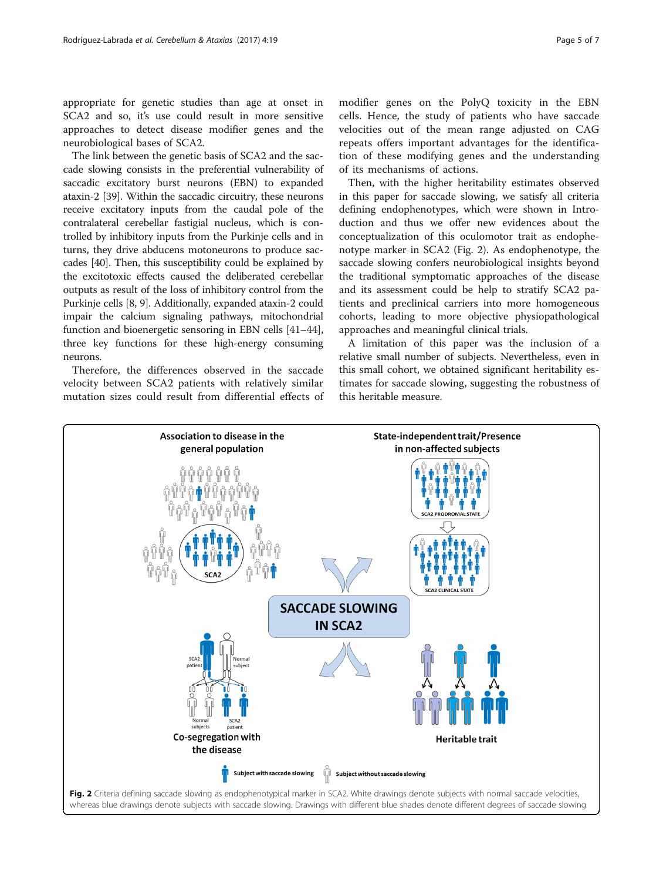appropriate for genetic studies than age at onset in SCA2 and so, it's use could result in more sensitive approaches to detect disease modifier genes and the neurobiological bases of SCA2.

The link between the genetic basis of SCA2 and the saccade slowing consists in the preferential vulnerability of saccadic excitatory burst neurons (EBN) to expanded ataxin-2 [39]. Within the saccadic circuitry, these neurons receive excitatory inputs from the caudal pole of the contralateral cerebellar fastigial nucleus, which is controlled by inhibitory inputs from the Purkinje cells and in turns, they drive abducens motoneurons to produce saccades [40]. Then, this susceptibility could be explained by the excitotoxic effects caused the deliberated cerebellar outputs as result of the loss of inhibitory control from the Purkinje cells [8, 9]. Additionally, expanded ataxin-2 could impair the calcium signaling pathways, mitochondrial function and bioenergetic sensoring in EBN cells [41–44], three key functions for these high-energy consuming neurons.

Therefore, the differences observed in the saccade velocity between SCA2 patients with relatively similar mutation sizes could result from differential effects of modifier genes on the PolyQ toxicity in the EBN cells. Hence, the study of patients who have saccade velocities out of the mean range adjusted on CAG repeats offers important advantages for the identification of these modifying genes and the understanding of its mechanisms of actions.

Then, with the higher heritability estimates observed in this paper for saccade slowing, we satisfy all criteria defining endophenotypes, which were shown in Introduction and thus we offer new evidences about the conceptualization of this oculomotor trait as endophenotype marker in SCA2 (Fig. 2). As endophenotype, the saccade slowing confers neurobiological insights beyond the traditional symptomatic approaches of the disease and its assessment could be help to stratify SCA2 patients and preclinical carriers into more homogeneous cohorts, leading to more objective physiopathological approaches and meaningful clinical trials.

A limitation of this paper was the inclusion of a relative small number of subjects. Nevertheless, even in this small cohort, we obtained significant heritability estimates for saccade slowing, suggesting the robustness of this heritable measure.

**Fig. 2** Criteria defining saccade slowing as endophenotypical marker in SCA2. White drawings denote subjects with normal saccade velocities, whereas blue drawings denote subjects with saccade slowing. Drawings with different blue shades denote different degrees of saccade slowing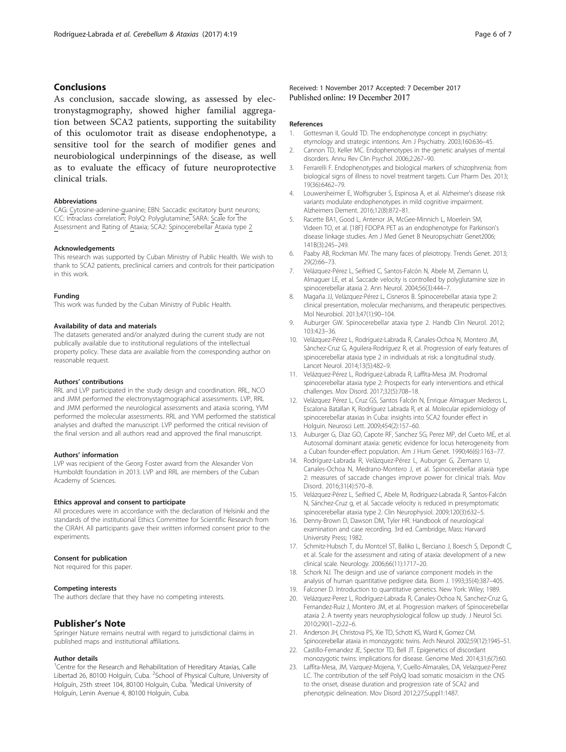## Conclusions

As conclusion, saccade slowing, as assessed by electronystagmography, showed higher familial aggregation between SCA2 patients, supporting the suitability of this oculomotor trait as disease endophenotype, a sensitive tool for the search of modifier genes and neurobiological underpinnings of the disease, as well as to evaluate the efficacy of future neuroprotective clinical trials.

### Abbreviations

CAG: Cytosine-adenine-guanine; EBN: Saccadic excitatory burst neurons; ICC: Intraclass correlation; PolyQ: Polyglutamine; SARA: Scale for the Assessment and Rating of Ataxia; SCA2: Spinocerebellar Ataxia type 2

### Acknowledgements

This research was supported by Cuban Ministry of Public Health. We wish to thank to SCA2 patients, preclinical carriers and controls for their participation in this work.

### Funding

This work was funded by the Cuban Ministry of Public Health.

### Availability of data and materials

The datasets generated and/or analyzed during the current study are not publically available due to institutional regulations of the intellectual property policy. These data are available from the corresponding author on reasonable request.

### Authors' contributions

RRL and LVP participated in the study design and coordination. RRL, NCO and JMM performed the electronystagmographical assessments. LVP, RRL and JMM performed the neurological assessments and ataxia scoring, YVM performed the molecular assessments. RRL and YVM performed the statistical analyses and drafted the manuscript. LVP performed the critical revision of the final version and all authors read and approved the final manuscript.

### Authors' information

LVP was recipient of the Georg Foster award from the Alexander Von Humboldt foundation in 2013. LVP and RRL are members of the Cuban Academy of Sciences.

### Ethics approval and consent to participate

All procedures were in accordance with the declaration of Helsinki and the standards of the institutional Ethics Committee for Scientific Research from the CIRAH. All participants gave their written informed consent prior to the experiments.

### Consent for publication

Not required for this paper.

### Competing interests

The authors declare that they have no competing interests.

## Publisher's Note

Springer Nature remains neutral with regard to jurisdictional claims in published maps and institutional affiliations.

### Author details

[1]Centre for the Research and Rehabilitation of Hereditary Ataxias, Calle Libertad 26, 80100 Holguín, Cuba. [2]School of Physical Culture, University of Holguín, 25th street 104, 80100 Holguín, Cuba. [3]Medical University of Holguín, Lenin Avenue 4, 80100 Holguín, Cuba.

Received: 1 November 2017 Accepted: 7 December 2017
Published online: 19 December 2017

### References

1. Gottesman II, Gould TD. The endophenotype concept in psychiatry: etymology and strategic intentions. Am J Psychiatry. 2003;160:636–45.
2. Cannon TD, Keller MC. Endophenotypes in the genetic analyses of mental disorders. Annu Rev Clin Psychol. 2006;2:267–90.
3. Ferrarelli F. Endophenotypes and biological markers of schizophrenia: from biological signs of illness to novel treatment targets. Curr Pharm Des. 2013; 19(36):6462–79.
4. Louwersheimer E, Wolfsgruber S, Espinosa A, et al. Alzheimer's disease risk variants modulate endophenotypes in mild cognitive impairment. Alzheimers Dement. 2016;12(8):872–81.
5. Racette BA1, Good L, Antenor JA, McGee-Minnich L, Moerlein SM, Videen TO, et al. [18F] FDOPA PET as an endophenotype for Parkinson's disease linkage studies. Am J Med Genet B Neuropsychiatr Genet2006; 141B(3):245–249.
6. Paaby AB, Rockman MV. The many faces of pleiotropy. Trends Genet. 2013; 29(2):66–73.
7. Velázquez-Pérez L, Seifried C, Santos-Falcón N, Abele M, Ziemann U, Almaguer LE, et al. Saccade velocity is controlled by polyglutamine size in spinocerebellar ataxia 2. Ann Neurol. 2004;56(3):444–7.
8. Magaña JJ, Velázquez-Pérez L, Cisneros B. Spinocerebellar ataxia type 2: clinical presentation, molecular mechanisms, and therapeutic perspectives. Mol Neurobiol. 2013;47(1):90–104.
9. Auburger GW. Spinocerebellar ataxia type 2. Handb Clin Neurol. 2012; 103:423–36.
10. Velázquez-Pérez L, Rodríguez-Labrada R, Canales-Ochoa N, Montero JM, Sánchez-Cruz G, Aguilera-Rodríguez R, et al. Progression of early features of spinocerebellar ataxia type 2 in individuals at risk: a longitudinal study. Lancet Neurol. 2014;13(5):482–9.
11. Velázquez-Pérez L, Rodríguez-Labrada R, Laffita-Mesa JM. Prodromal spinocerebellar ataxia type 2: Prospects for early interventions and ethical challenges. Mov Disord. 2017;32(5):708–18.
12. Velázquez Pérez L, Cruz GS, Santos Falcón N, Enrique Almaguer Mederos L, Escalona Batallan K, Rodríguez Labrada R, et al. Molecular epidemiology of spinocerebellar ataxias in Cuba: insights into SCA2 founder effect in Holguin. Neurosci Lett. 2009;454(2):157–60.
13. Auburger G, Diaz GO, Capote RF, Sanchez SG, Perez MP, del Cueto ME, et al. Autosomal dominant ataxia: genetic evidence for locus heterogeneity from a Cuban founder-effect population. Am J Hum Genet. 1990;46(6):1163–77.
14. Rodríguez-Labrada R, Velázquez-Pérez L, Auburger G, Ziemann U, Canales-Ochoa N, Medrano-Montero J, et al. Spinocerebellar ataxia type 2: measures of saccade changes improve power for clinical trials. Mov Disord. 2016;31(4):570–8.
15. Velázquez-Pérez L, Seifried C, Abele M, Rodríguez-Labrada R, Santos-Falcón N, Sánchez-Cruz g, et al. Saccade velocity is reduced in presymptomatic spinocerebellar ataxia type 2. Clin Neurophysiol. 2009;120(3):632–5.
16. Denny-Brown D, Dawson DM, Tyler HR. Handbook of neurological examination and case recording. 3rd ed. Cambridge, Mass: Harvard University Press; 1982.
17. Schmitz-Hubsch T, du Montcel ST, Baliko L, Berciano J, Boesch S, Depondt C, et al. Scale for the assessment and rating of ataxia: development of a new clinical scale. Neurology. 2006;66(11):1717–20.
18. Schork NJ. The design and use of variance component models in the analysis of human quantitative pedigree data. Biom J. 1993;35(4):387–405.
19. Falconer D. Introduction to quantitative genetics. New York: Wiley; 1989.
20. Velázquez-Perez L, Rodríguez-Labrada R, Canales-Ochoa N, Sanchez-Cruz G, Fernandez-Ruiz J, Montero JM, et al. Progression markers of Spinocerebellar ataxia 2. A twenty years neurophysiological follow up study. J Neurol Sci. 2010;290(1–2):22–6.
21. Anderson JH, Christova PS, Xie TD, Schott KS, Ward K, Gomez CM. Spinocerebellar ataxia in monozygotic twins. Arch Neurol. 2002;59(12):1945–51.
22. Castillo-Fernandez JE, Spector TD, Bell JT. Epigenetics of discordant monozygotic twins: implications for disease. Genome Med. 2014;31;6(7):60.
23. Laffita-Mesa, JM, Vazquez-Mojena, Y, Cuello-Almarales, DA, Velazquez-Perez LC. The contribution of the self PolyQ load somatic mosaicism in the CNS to the onset, disease duration and progression rate of SCA2 and phenotypic delineation. Mov Disord 2012;27;Suppl1:1487.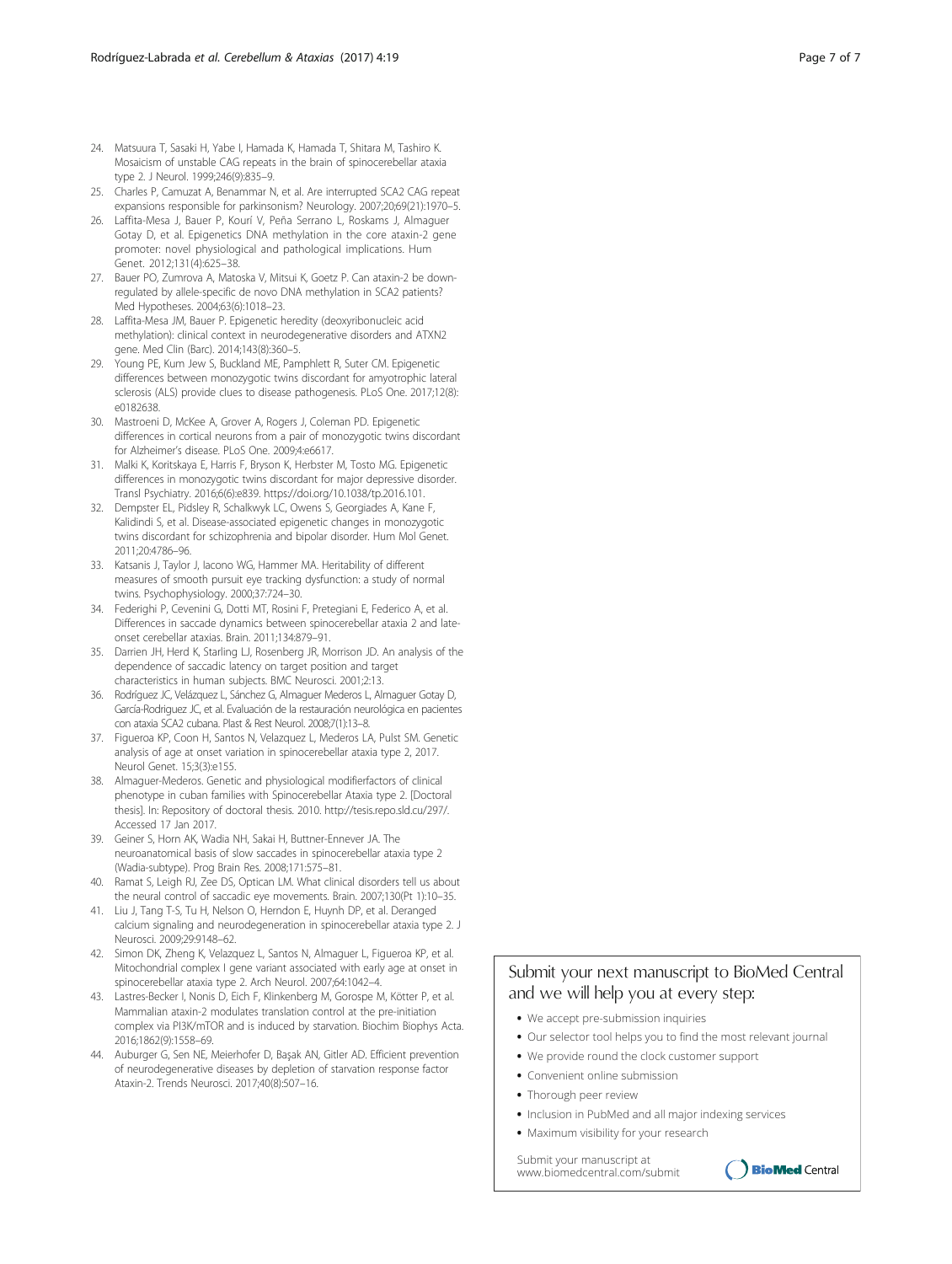24. Matsuura T, Sasaki H, Yabe I, Hamada K, Hamada T, Shitara M, Tashiro K. Mosaicism of unstable CAG repeats in the brain of spinocerebellar ataxia type 2. J Neurol. 1999;246(9):835–9.
25. Charles P, Camuzat A, Benammar N, et al. Are interrupted SCA2 CAG repeat expansions responsible for parkinsonism? Neurology. 2007;20;69(21):1970–5.
26. Laffita-Mesa J, Bauer P, Kourí V, Peña Serrano L, Roskams J, Almaguer Gotay D, et al. Epigenetics DNA methylation in the core ataxin-2 gene promoter: novel physiological and pathological implications. Hum Genet. 2012;131(4):625–38.
27. Bauer PO, Zumrova A, Matoska V, Mitsui K, Goetz P. Can ataxin-2 be down-regulated by allele-specific de novo DNA methylation in SCA2 patients? Med Hypotheses. 2004;63(6):1018–23.
28. Laffita-Mesa JM, Bauer P. Epigenetic heredity (deoxyribonucleic acid methylation): clinical context in neurodegenerative disorders and ATXN2 gene. Med Clin (Barc). 2014;143(8):360–5.
29. Young PE, Kum Jew S, Buckland ME, Pamphlett R, Suter CM. Epigenetic differences between monozygotic twins discordant for amyotrophic lateral sclerosis (ALS) provide clues to disease pathogenesis. PLoS One. 2017;12(8):e0182638.
30. Mastroeni D, McKee A, Grover A, Rogers J, Coleman PD. Epigenetic differences in cortical neurons from a pair of monozygotic twins discordant for Alzheimer's disease. PLoS One. 2009;4:e6617.
31. Malki K, Koritskaya E, Harris F, Bryson K, Herbster M, Tosto MG. Epigenetic differences in monozygotic twins discordant for major depressive disorder. Transl Psychiatry. 2016;6(6):e839. https://doi.org/10.1038/tp.2016.101.
32. Dempster EL, Pidsley R, Schalkwyk LC, Owens S, Georgiades A, Kane F, Kalidindi S, et al. Disease-associated epigenetic changes in monozygotic twins discordant for schizophrenia and bipolar disorder. Hum Mol Genet. 2011;20:4786–96.
33. Katsanis J, Taylor J, Iacono WG, Hammer MA. Heritability of different measures of smooth pursuit eye tracking dysfunction: a study of normal twins. Psychophysiology. 2000;37:724–30.
34. Federighi P, Cevenini G, Dotti MT, Rosini F, Pretegiani E, Federico A, et al. Differences in saccade dynamics between spinocerebellar ataxia 2 and late-onset cerebellar ataxias. Brain. 2011;134:879–91.
35. Darrien JH, Herd K, Starling LJ, Rosenberg JR, Morrison JD. An analysis of the dependence of saccadic latency on target position and target characteristics in human subjects. BMC Neurosci. 2001;2:13.
36. Rodríguez JC, Velázquez L, Sánchez G, Almaguer Mederos L, Almaguer Gotay D, García-Rodríguez JC, et al. Evaluación de la restauración neurológica en pacientes con ataxia SCA2 cubana. Plast & Rest Neurol. 2008;7(1):13–8.
37. Figueroa KP, Coon H, Santos N, Velazquez L, Mederos LA, Pulst SM. Genetic analysis of age at onset variation in spinocerebellar ataxia type 2, 2017. Neurol Genet. 15;3(3):e155.
38. Almaguer-Mederos. Genetic and physiological modifierfactors of clinical phenotype in cuban families with Spinocerebellar Ataxia type 2. [Doctoral thesis]. In: Repository of doctoral thesis. 2010. http://tesis.repo.sld.cu/297/. Accessed 17 Jan 2017.
39. Geiner S, Horn AK, Wadia NH, Sakai H, Buttner-Ennever JA. The neuroanatomical basis of slow saccades in spinocerebellar ataxia type 2 (Wadia-subtype). Prog Brain Res. 2008;171:575–81.
40. Ramat S, Leigh RJ, Zee DS, Optican LM. What clinical disorders tell us about the neural control of saccadic eye movements. Brain. 2007;130(Pt 1):10–35.
41. Liu J, Tang T-S, Tu H, Nelson O, Herndon E, Huynh DP, et al. Deranged calcium signaling and neurodegeneration in spinocerebellar ataxia type 2. J Neurosci. 2009;29:9148–62.
42. Simon DK, Zheng K, Velazquez L, Santos N, Almaguer L, Figueroa KP, et al. Mitochondrial complex I gene variant associated with early age at onset in spinocerebellar ataxia type 2. Arch Neurol. 2007;64:1042–4.
43. Lastres-Becker I, Nonis D, Eich F, Klinkenberg M, Gorospe M, Kötter P, et al. Mammalian ataxin-2 modulates translation control at the pre-initiation complex via PI3K/mTOR and is induced by starvation. Biochim Biophys Acta. 2016;1862(9):1558–69.
44. Auburger G, Sen NE, Meierhofer D, Başak AN, Gitler AD. Efficient prevention of neurodegenerative diseases by depletion of starvation response factor Ataxin-2. Trends Neurosci. 2017;40(8):507–16.

Submit your next manuscript to BioMed Central and we will help you at every step:

- We accept pre-submission inquiries
- Our selector tool helps you to find the most relevant journal
- We provide round the clock customer support
- Convenient online submission
- Thorough peer review
- Inclusion in PubMed and all major indexing services
- Maximum visibility for your research

Submit your manuscript at www.biomedcentral.com/submit

BioMed Central